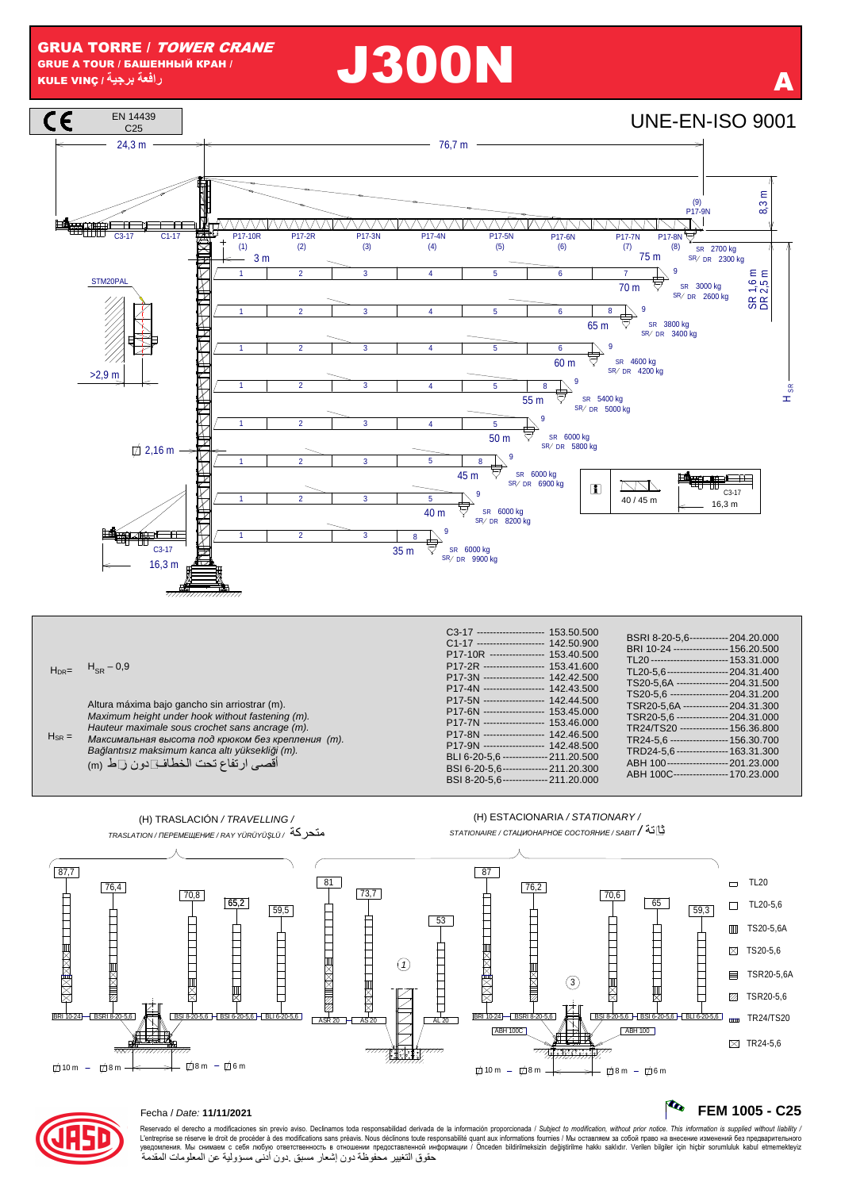# GRUA TORRE / *TOWER CRANE*

GRUE A TOUR / БАШЕННЫЙ КРАН / KULE VINÇ / رافعة برجية

# J300N

**A**

CE — EN 14439 C25

UNE-EN-ISO 9001

24,3 m — 76,7 m

C3-17 · C1-17 · P17-10R (1) · P17-2R (2) · P17-3N (3) · P17-4N (4) · P17-5N (5) · P17-6N (6) · P17-7N (7) · P17-8N (8) · (9) P17-9N

8,3 m · 3 m · STM20PAL · >2,9 m · 2,16 m · SR 1,6 m · DR 2,5 m · $H_{SR}$

| Alcance | SR | SR/DR |
|---|---|---|
| 75 m | 2700 kg | 2300 kg |
| 70 m | 3000 kg | 2600 kg |
| 65 m | 3800 kg | 3400 kg |
| 60 m | 4600 kg | 4200 kg |
| 55 m | 5400 kg | 5000 kg |
| 50 m | 6000 kg | 5800 kg |
| 45 m | 6000 kg | 6900 kg |
| 40 m | 6000 kg | 8200 kg |
| 35 m | 6000 kg | 9900 kg |

40 / 45 m — C3-17 — 16,3 m

C3-17 — 16,3 m

$H_{DR} = H_{SR} - 0,9$

$H_{SR}$ =

Altura máxima bajo gancho sin arriostrar (m).
*Maximum height under hook without fastening (m).*
*Hauteur maximale sous crochet sans ancrage (m).*
*Максимальная высота под крюком без крепления (m).*
*Bağlantısız maksimum kanca altı yüksekliği (m).*
أقصى ارتفاع تحت الخطاف دون ربط (m)

| | |
|---|---|
| C3-17 | 153.50.500 |
| C1-17 | 142.50.900 |
| P17-10R | 153.40.500 |
| P17-2R | 153.41.600 |
| P17-3N | 142.42.500 |
| P17-4N | 142.43.500 |
| P17-5N | 142.44.500 |
| P17-6N | 153.45.000 |
| P17-7N | 153.46.000 |
| P17-8N | 142.46.500 |
| P17-9N | 142.48.500 |
| BLI 6-20-5,6 | 211.20.500 |
| BSI 6-20-5,6 | 211.20.300 |
| BSI 8-20-5,6 | 211.20.000 |

| | |
|---|---|
| BSRI 8-20-5,6 | 204.20.000 |
| BRI 10-24 | 156.20.500 |
| TL20 | 153.31.000 |
| TL20-5,6 | 204.31.400 |
| TS20-5,6A | 204.31.500 |
| TS20-5,6 | 204.31.200 |
| TSR20-5,6A | 204.31.300 |
| TSR20-5,6 | 204.31.000 |
| TR24/TS20 | 156.36.800 |
| TR24-5,6 | 156.30.700 |
| TRD24-5,6 | 163.31.300 |
| ABH 100 | 201.23.000 |
| ABH 100C | 170.23.000 |

(H) TRASLACIÓN / *TRAVELLING / TRASLATION / ПЕРЕМЕЩЕНИЕ / RAY YÜRÜYÜŞLÜ /* متحركة

87,7 · 76,4 · 70,8 · 65,2 · 59,5 · 81 · 73,7 · 53

BRI 10-24 · BSRI 8-20-5,6 · BSI 8-20-5,6 · BSI 6-20-5,6 · BLI 6-20-5,6 · ASR 20 · AS 20 · AL 20

10 m – 8 m · 8 m – 6 m

(H) ESTACIONARIA / *STATIONARY / STATIONAIRE / СТАЦИОНАРНОЕ СОСТОЯНИЕ / SABIT /* ثابتة

87 · 76,2 · 70,6 · 65 · 59,3

BRI 10-24 · BSRI 8-20-5,6 · ABH 100C · BSI 8-20-5,6 · BSI 6-20-5,6 · BLI 6-20-5,6 · ABH 100

10 m – 8 m · 8 m – 6 m

TL20 · TL20-5,6 · TS20-5,6A · TS20-5,6 · TSR20-5,6A · TSR20-5,6 · TR24/TS20 · TR24-5,6

Fecha / *Date:* **11/11/2021**

**FEM 1005 - C25**

Reservado el derecho a modificaciones sin previo aviso. Declinamos toda responsabilidad derivada de la información proporcionada / *Subject to modification, without prior notice. This information is supplied without liability /* L'entreprise se réserve le droit de procéder à des modifications sans préavis. Nous déclinons toute responsabilité quant aux informations fournies / Мы оставляем за собой право на внесение изменений без предварительного уведомления. Мы снимаем с себя любую ответственность в отношении предоставленной информации / Önceden bildirilmeksizin değiştirilme hakkı saklıdır. Verilen bilgiler için hiçbir sorumluluk kabul etmemekteyiz
حقوق التغيير محفوظة دون إشعار مسبق .دون أدنى مسؤولية عن المعلومات المقدمة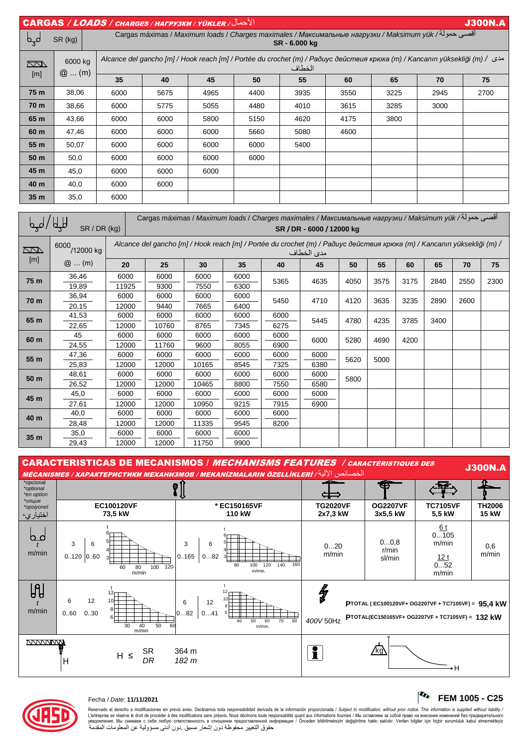## CARGAS / *LOADS* / *CHARGES / НАГРУЗКИ / YÜKLER* / الأحمال — J300N.A

| | SR (kg) | Cargas máximas / Maximum loads / Charges maximales / Максимальные нагрузки / Maksimum yük / أقصى حمولة SR - 6.000 kg | | | | | | | | |
|---|---|---|---|---|---|---|---|---|---|---|
| [m] | 6000 kg @ ... (m) | *Alcance del gancho [m] / Hook reach [m] / Portée du crochet (m) / Радиус действия крюка (m) / Kancanın yüksekliği (m) / مدى الخطاف* | | | | | | | | |
| | | **35** | **40** | **45** | **50** | **55** | **60** | **65** | **70** | **75** |
| **75 m** | 38,06 | 6000 | 5675 | 4965 | 4400 | 3935 | 3550 | 3225 | 2945 | 2700 |
| **70 m** | 38,66 | 6000 | 5775 | 5055 | 4480 | 4010 | 3615 | 3285 | 3000 | |
| **65 m** | 43,66 | 6000 | 6000 | 5800 | 5150 | 4620 | 4175 | 3800 | | |
| **60 m** | 47,46 | 6000 | 6000 | 6000 | 5660 | 5080 | 4600 | | | |
| **55 m** | 50,07 | 6000 | 6000 | 6000 | 6000 | 5400 | | | | |
| **50 m** | 50,0 | 6000 | 6000 | 6000 | 6000 | | | | | |
| **45 m** | 45,0 | 6000 | 6000 | 6000 | | | | | | |
| **40 m** | 40,0 | 6000 | 6000 | | | | | | | |
| **35 m** | 35,0 | 6000 | | | | | | | | |

| | SR / DR (kg) | Cargas máximas / Maximum loads / Charges maximales / Максимальные нагрузки / Maksimum yük / أقصى حمولة SR / DR - 6000 / 12000 kg | | | | | | | | | | | |
|---|---|---|---|---|---|---|---|---|---|---|---|---|---|
| [m] | 6000/12000 kg @ ... (m) | *Alcance del gancho [m] / Hook reach [m] / Portée du crochet (m) / Радиус действия крюка (m) / Kancanın yüksekliği (m) / مدى الخطاف* | | | | | | | | | | | |
| | | **20** | **25** | **30** | **35** | **40** | **45** | **50** | **55** | **60** | **65** | **70** | **75** |
| **75 m** | 36,46 / 19,89 | 6000 / 11925 | 6000 / 9300 | 6000 / 7550 | 6000 / 6300 | 5365 | 4635 | 4050 | 3575 | 3175 | 2840 | 2550 | 2300 |
| **70 m** | 36,94 / 20,15 | 6000 / 12000 | 6000 / 9440 | 6000 / 7665 | 6000 / 6400 | 5450 | 4710 | 4120 | 3635 | 3235 | 2890 | 2600 | |
| **65 m** | 41,53 / 22,65 | 6000 / 12000 | 6000 / 10760 | 6000 / 8765 | 6000 / 7345 | 6000 / 6275 | 5445 | 4780 | 4235 | 3785 | 3400 | | |
| **60 m** | 45 / 24,55 | 6000 / 12000 | 6000 / 11760 | 6000 / 9600 | 6000 / 8055 | 6000 / 6900 | 6000 | 5280 | 4690 | 4200 | | | |
| **55 m** | 47,36 / 25,83 | 6000 / 12000 | 6000 / 12000 | 6000 / 10165 | 6000 / 8545 | 6000 / 7325 | 6000 / 6380 | 5620 | 5000 | | | | |
| **50 m** | 48,61 / 26,52 | 6000 / 12000 | 6000 / 12000 | 6000 / 10465 | 6000 / 8800 | 6000 / 7550 | 6000 / 6580 | 5800 | | | | | |
| **45 m** | 45,0 / 27,61 | 6000 / 12000 | 6000 / 12000 | 6000 / 10950 | 6000 / 9215 | 6000 / 7915 | 6000 / 6900 | | | | | | |
| **40 m** | 40,0 / 28,48 | 6000 / 12000 | 6000 / 12000 | 6000 / 11335 | 6000 / 9545 | 6000 / 8200 | | | | | | | |
| **35 m** | 35,0 / 29,43 | 6000 / 12000 | 6000 / 12000 | 6000 / 11750 | 6000 / 9900 | | | | | | | | |

## CARACTERISTICAS DE MECANISMOS / *MECHANISMS FEATURES* / *CARACTÉRISTIQUES DES MÉCANISMES / ХАРАКТЕРИСТИКИ МЕХАНИЗМОВ / MEKANİZMALARIN ÖZELLİKLERİ* / الخصائص الآلية — J300N.A

| *opcional *optional *en option *опция *opsiyonel اختياري* | EC100120VF 73,5 kW | * EC150165VF 110 kW | TG2020VF 2x7,3 kW | OG2207VF 3x5,5 kW | TC7105VF 5,5 kW | TH2006 15 kW |
|---|---|---|---|---|---|---|
| t m/min (SR) | 3 t: 0...120; 6 t: 0...60 m/min | 3 t: 0...165; 6 t: 0...82 m/min | 0...20 m/min | 0...0,8 r/min sl/min | 6 t: 0...105 m/min; 12 t: 0...52 m/min | 0,6 m/min |
| t m/min (DR) | 6 t: 0...60; 12 t: 0...30 m/min | 6 t: 0...82; 12 t: 0...41 m/min | 400V 50Hz | PTOTAL ( EC100120VF+ OG2207VF + TC7105VF) = **95,4 kW**; PTOTAL(EC150165VF+ OG2207VF + TC7105VF) = **132 kW** | | |
| H | H ≤ SR 364 m; *DR 182 m* | | | | | |

Fecha / *Date:* **11/11/2021**

**FEM 1005 - C25**

Reservado el derecho a modificaciones sin previo aviso. Declinamos toda responsabilidad derivada de la información proporcionada / *Subject to modification, without prior notice. This information is supplied without liability* / L'entreprise se réserve le droit de procéder à des modifications sans préavis. Nous déclinons toute responsabilité quant aux informations fournies / Мы оставляем за собой право на внесение изменений без предварительного уведомления. Мы снимаем с себя любую ответственность в отношении предоставленной информации / Önceden bildirilmeksizin değiştirilme hakkı saklıdır. Verilen bilgiler için hiçbir sorumluluk kabul etmemekteyiz
حقوق التغيير محفوظة دون إشعار مسبق .دون أدنى مسؤولية عن المعلومات المقدمة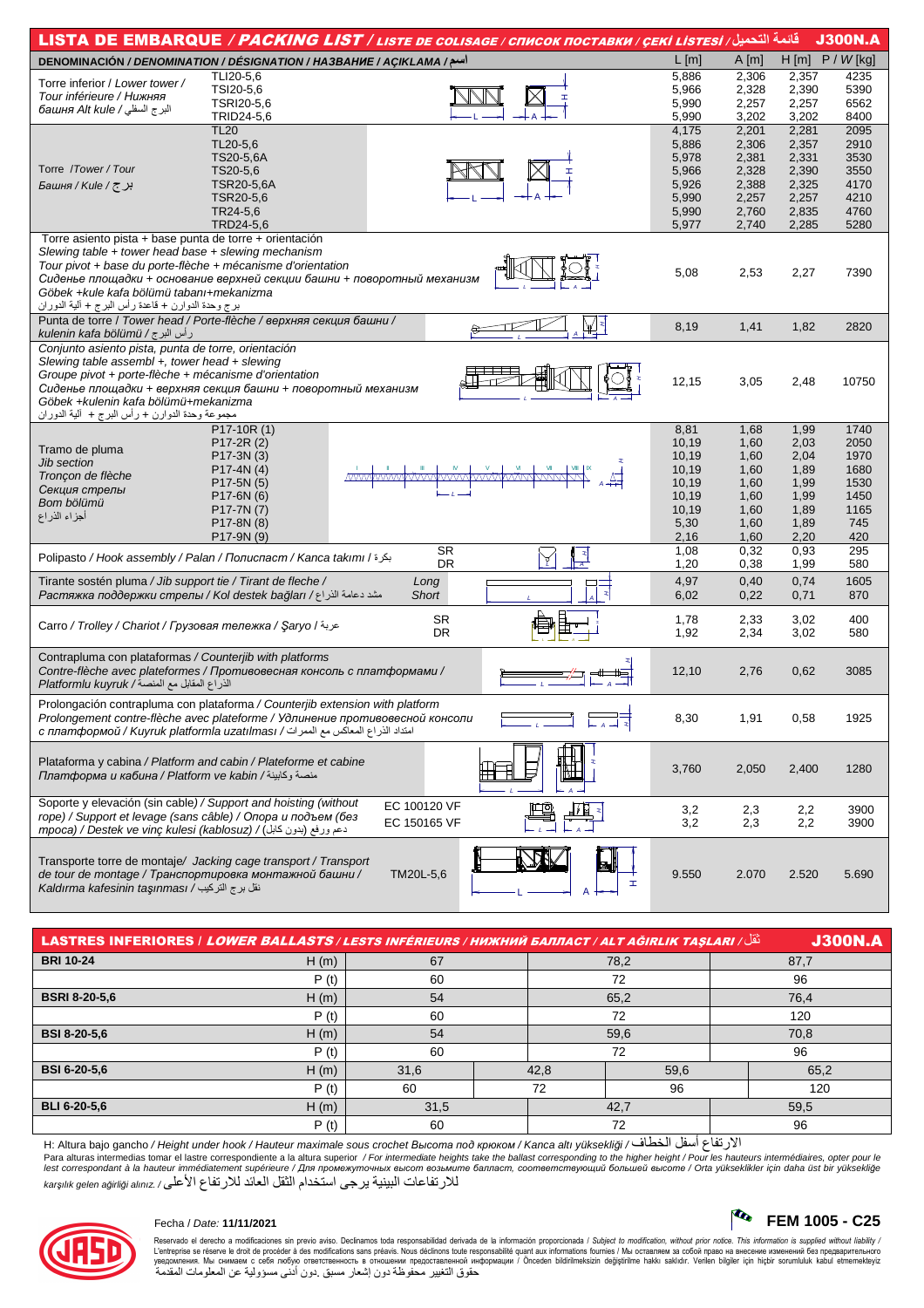# LISTA DE EMBARQUE / *PACKING LIST / LISTE DE COLISAGE / СПИСОК ПОСТАВКИ / ÇEKİ LİSTESİ* / قائمة التحميل — J300N.A

| DENOMINACIÓN / *DENOMINATION / DÉSIGNATION / НАЗВАНИЕ / AÇIKLAMA* / اسم | | L [m] | A [m] | H [m] | P / *W* [kg] |
|---|---|---|---|---|---|
| Torre inferior / *Lower tower / Нижняя башня Alt kule* / البرج السفلي | TLI20-5,6 | 5,886 | 2,306 | 2,357 | 4235 |
| | TSI20-5,6 | 5,966 | 2,328 | 2,390 | 5390 |
| | TSRI20-5,6 | 5,990 | 2,257 | 2,257 | 6562 |
| | TRID24-5,6 | 5,990 | 3,202 | 3,202 | 8400 |
| Torre /*Tower / Tour Башня / Kule* / برج | TL20 | 4,175 | 2,201 | 2,281 | 2095 |
| | TL20-5,6 | 5,886 | 2,306 | 2,357 | 2910 |
| | TS20-5,6A | 5,978 | 2,381 | 2,331 | 3530 |
| | TS20-5,6 | 5,966 | 2,328 | 2,390 | 3550 |
| | TSR20-5,6A | 5,926 | 2,388 | 2,325 | 4170 |
| | TSR20-5,6 | 5,990 | 2,257 | 2,257 | 4210 |
| | TR24-5,6 | 5,990 | 2,760 | 2,835 | 4760 |
| | TRD24-5,6 | 5,977 | 2,740 | 2,285 | 5280 |
| Torre asiento pista + base punta de torre + orientación *Slewing table + tower head base + slewing mechanism Tour pivot + base du porte-flèche + mécanisme d'orientation Сиденье площадки + основание верхней секции башни + поворотный механизм Göbek +kule kafa bölümü tabanı+mekanizma* برج وحدة الدوران + قاعدة رأس البرج + آلية الدوران | | 5,08 | 2,53 | 2,27 | 7390 |
| Punta de torre / *Tower head / Porte-flèche / верхняя секция башни / kulenin kafa bölümü* / رأس البرج | | 8,19 | 1,41 | 1,82 | 2820 |
| Conjunto asiento pista, punta de torre, orientación *Slewing table assembl +, tower head + slewing Groupe pivot + porte-flèche + mécanisme d'orientation Сиденье площадки + верхняя секция башни + поворотный механизм Göbek +kulenin kafa bölümü+mekanizma* مجموعة وحدة الدوران + رأس البرج + آلية الدوران | | 12,15 | 3,05 | 2,48 | 10750 |
| Tramo de pluma *Jib section Tronçon de flèche Секция стрелы Bom bölümü* أجزاء الذراع | P17-10R (1) | 8,81 | 1,68 | 1,99 | 1740 |
| | P17-2R (2) | 10,19 | 1,60 | 2,03 | 2050 |
| | P17-3N (3) | 10,19 | 1,60 | 2,04 | 1970 |
| | P17-4N (4) | 10,19 | 1,60 | 1,89 | 1680 |
| | P17-5N (5) | 10,19 | 1,60 | 1,99 | 1530 |
| | P17-6N (6) | 10,19 | 1,60 | 1,99 | 1450 |
| | P17-7N (7) | 10,19 | 1,60 | 1,89 | 1165 |
| | P17-8N (8) | 5,30 | 1,60 | 1,89 | 745 |
| | P17-9N (9) | 2,16 | 1,60 | 2,20 | 420 |
| Polipasto / *Hook assembly / Palan / Полиспаст / Kanca takımı* / بكرة | SR | 1,08 | 0,32 | 0,93 | 295 |
| | DR | 1,20 | 0,38 | 1,99 | 580 |
| Tirante sostén pluma / *Jib support tie / Tirant de fleche / Растяжка поддержки стрелы / Kol destek bağları* / مشد دعامة الذراع | Long | 4,97 | 0,40 | 0,74 | 1605 |
| | Short | 6,02 | 0,22 | 0,71 | 870 |
| Carro / *Trolley / Chariot / Грузовая тележка / Şaryo* / عربة | SR | 1,78 | 2,33 | 3,02 | 400 |
| | DR | 1,92 | 2,34 | 3,02 | 580 |
| Contrapluma con plataformas / *Counterjib with platforms Contre-flèche avec plateformes / Противовесная консоль с платформами / Platformlu kuyruk* / الذراع المقابل مع المنصة | | 12,10 | 2,76 | 0,62 | 3085 |
| Prolongación contrapluma con plataforma / *Counterjib extension with platform Prolongement contre-flèche avec plateforme / Удлинение противовесной консоли с платформой / Kuyruk platformla uzatılması* / امتداد الذراع المعاكس مع الممرات | | 8,30 | 1,91 | 0,58 | 1925 |
| Plataforma y cabina / *Platform and cabin / Plateforme et cabine Платформа и кабина / Platform ve kabin* / منصة وكابينة | | 3,760 | 2,050 | 2,400 | 1280 |
| Soporte y elevación (sin cable) / *Support and hoisting (without rope) / Support et levage (sans câble) / Опора и подъем (без троса) / Destek ve vinç kulesi (kablosuz)* / دعم ورفع (بدون كابل) | EC 100120 VF | 3,2 | 2,3 | 2,2 | 3900 |
| | EC 150165 VF | 3,2 | 2,3 | 2,2 | 3900 |
| Transporte torre de montaje/ *Jacking cage transport / Transport de tour de montage / Транспортировка монтажной башни / Kaldırma kafesinin taşınması* / نقل برج التركيب | TM20L-5,6 | 9.550 | 2.070 | 2.520 | 5.690 |

# LASTRES INFERIORES / *LOWER BALLASTS / LESTS INFÉRIEURS / НИЖНИЙ БАЛЛАСТ / ALT AĞIRLIK TAŞLARI* / ثقل — J300N.A

| | | | | | |
|---|---|---|---|---|---|
| **BRI 10-24** | H (m) | 67 | 78,2 | | 87,7 |
| | P (t) | 60 | 72 | | 96 |
| **BSRI 8-20-5,6** | H (m) | 54 | 65,2 | | 76,4 |
| | P (t) | 60 | 72 | | 120 |
| **BSI 8-20-5,6** | H (m) | 54 | 59,6 | | 70,8 |
| | P (t) | 60 | 72 | | 96 |
| **BSI 6-20-5,6** | H (m) | 31,6 | 42,8 | 59,6 | 65,2 |
| | P (t) | 60 | 72 | 96 | 120 |
| **BLI 6-20-5,6** | H (m) | 31,5 | 42,7 | | 59,5 |
| | P (t) | 60 | 72 | | 96 |

H: Altura bajo gancho / *Height under hook / Hauteur maximale sous crochet Высота под крюком / Kanca altı yüksekliği* / الارتفاع أسفل الخطاف

Para alturas intermedias tomar el lastre correspondiente a la altura superior / *For intermediate heights take the ballast corresponding to the higher height / Pour les hauteurs intermédiaires, opter pour le lest correspondant à la hauteur immédiatement supérieure / Для промежуточных высот возьмите балласт, соответствующий большей высоте / Orta yükseklikler için daha üst bir yüksekliğe karşılık gelen ağirliği alınız.* / للارتفاعات البينية يرجى استخدام الثقل العائد للارتفاع الأعلى

Fecha / *Date:* **11/11/2021**

**FEM 1005 - C25**

Reservado el derecho a modificaciones sin previo aviso. Declinamos toda responsabilidad derivada de la información proporcionada / *Subject to modification, without prior notice. This information is supplied without liability* / L'entreprise se réserve le droit de procéder à des modifications sans préavis. Nous déclinons toute responsabilité quant aux informations fournies / Мы оставляем за собой право на внесение изменений без предварительного уведомления. Мы снимаем с себя любую ответственность в отношении предоставленной информации / Önceden bildirilmeksizin değiştirilme hakkı saklıdır. Verilen bilgiler için hiçbir sorumluluk kabul etmemekteyiz حقوق التغيير محفوظة دون إشعار مسبق .دون أدنى مسؤولية عن المعلومات المقدمة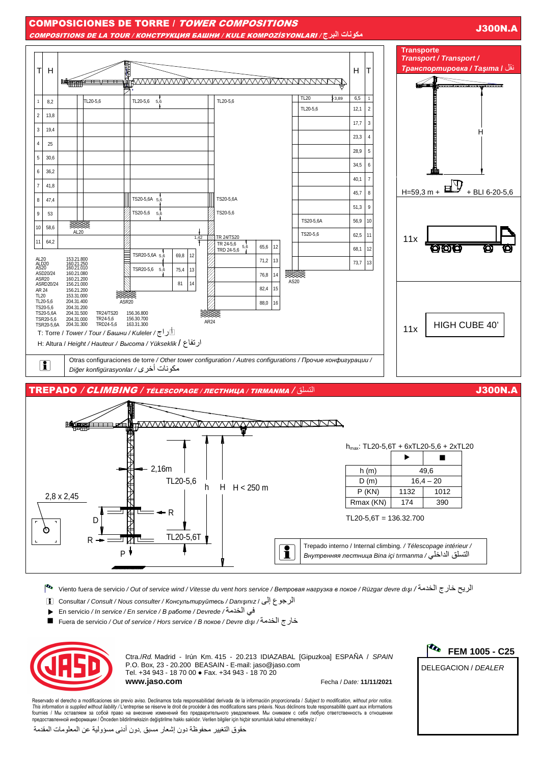# COMPOSICIONES DE TORRE / *TOWER COMPOSITIONS*

*COMPOSITIONS DE LA TOUR / КОНСТРУКЦИЯ БАШНИ / KULE KOMPOZİSYONLARI /* مكونات البرج

J300N.A

| T | H |
|---|---|
| 1 | 8,2 |
| 2 | 13,8 |
| 3 | 19,4 |
| 4 | 25 |
| 5 | 30,6 |
| 6 | 36,2 |
| 7 | 41,8 |
| 8 | 47,4 |
| 9 | 53 |
| 10 | 58,6 |
| 11 | 64,2 |
| 12 | 69,8 |
| 13 | 75,4 |
| 14 | 81 |

| H | T |
|---|---|
| 6,5 | 1 |
| 12,1 | 2 |
| 17,7 | 3 |
| 23,3 | 4 |
| 28,9 | 5 |
| 34,5 | 6 |
| 40,1 | 7 |
| 45,7 | 8 |
| 51,3 | 9 |
| 56,9 | 10 |
| 62,5 | 11 |
| 65,6 | 12 |
| 68,1 | 12 |
| 71,2 | 13 |
| 73,7 | 13 |
| 76,8 | 14 |
| 82,4 | 15 |
| 88,0 | 16 |

TL20-5,6 · TL20-5,6 5,6 · TL20-5,6 · TL20 3,89 · TL20-5,6 · TS20-5,6A 5,6 · TS20-5,6A · TS20-5,6 5,6 · TS20-5,6 · TS20-5,6A · TS20-5,6 · AL20 · 1,42 · TR 24/TS20 · TR 24-5,6 · TRD 24-5,6 5,6 · TSR20-5,6A 5,6 · TSR20-5,6 5,6 · ASR20 · AR24 · AS20

| | |
|---|---|
| AL20 | 153.21.800 |
| ALD20 | 160.21.250 |
| AS20 | 160.21.010 |
| ASD20/24 | 160.21.080 |
| ASR20 | 160.21.200 |
| ASRD20/24 | 156.21.000 |
| AR 24 | 156.21.200 |
| TL20 | 153.31.000 |
| TL20-5,6 | 204.31.400 |
| TS20-5,6 | 204.31.200 |
| TS20-5,6A | 204.31.500 |
| TSR20-5,6 | 204.31.000 |
| TSR20-5,6A | 204.31.300 |
| TR24/TS20 | 156.36.800 |
| TR24-5,6 | 156.30.700 |
| TRD24-5,6 | 163.31.300 |

T: Torre / *Tower / Tour / Башни / Kuleler /* أبراج

H: Altura / *Height / Hauteur / Высота / Yükseklik /* ارتفاع

Otras configuraciones de torre / *Other tower configuration / Autres configurations / Прочие конфигурации / Diğer konfigürasyonlar /* مكونات أخرى

**Transporte**
*Transport / Transport / Транспортировка / Taşıma /* نقل

H=59,3 m + + BLI 6-20-5,6

11x

11x HIGH CUBE 40'

# TREPADO / *CLIMBING / TÉLESCOPAGE / ЛЕСТНИЦА / TIRMANMA /* التسلق

J300N.A

2,16m · TL20-5,6 · h · H · H < 250 m · 2,8 x 2,45 · D · R · R · P · TL20-5,6T

$h_{max}$: TL20-5,6T + 6xTL20-5,6 + 2xTL20

| | ▶ | ■ |
|---|---|---|
| h (m) | 49,6 | |
| D (m) | 16,4 – 20 | |
| P (KN) | 1132 | 1012 |
| Rmax (KN) | 174 | 390 |

TL20-5,6T = 136.32.700

Trepado interno / Internal climbing. / *Télescopage intérieur / Внутренняя лестница Bina içi tırmanma /* التسلق الداخلي

- Viento fuera de servicio / *Out of service wind / Vitesse du vent hors service / Ветровая нагрузка в покое / Rüzgar devre dışı /* الريح خارج الخدمة
- Consultar / *Consult / Nous consulter / Консультируйтесь / Danışınız /* الرجوع إلى
- ▶ En servicio / *In service / En service / В работе / Devrede /* في الخدمة
- ■ Fuera de servicio / *Out of service / Hors service / В покое / Devre dışı /* خارج الخدمة

Ctra./*Rd.* Madrid - Irún Km. 415 - 20.213 IDIAZABAL [Gipuzkoa] ESPAÑA / *SPAIN*
P.O. Box, 23 - 20.200 BEASAIN - E-mail: jaso@jaso.com
Tel. +34 943 - 18 70 00 ● Fax. +34 943 - 18 70 20
**www.jaso.com**

Fecha / *Date:* **11/11/2021**

**FEM 1005 - C25**

DELEGACION / *DEALER*

Reservado el derecho a modificaciones sin previo aviso. Declinamos toda responsabilidad derivada de la información proporcionada / *Subject to modification, without prior notice. This information is supplied without liability* / L'entreprise se réserve le droit de procéder à des modifications sans préavis. Nous déclinons toute responsabilité quant aux informations fournies / Мы оставляем за собой право на внесение изменений без предварительного уведомления. Мы снимаем с себя любую ответственность в отношении предоставленной информации / Önceden bildirilmeksizin değiştirilme hakkı saklıdır. Verilen bilgiler için hiçbir sorumluluk kabul etmemekteyiz /

حقوق التغيير محفوظة دون إشعار مسبق .دون أدنى مسؤولية عن المعلومات المقدمة